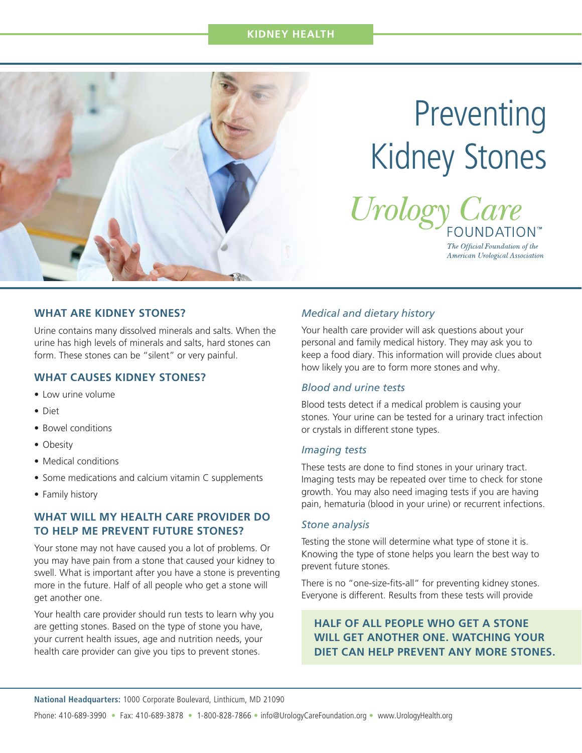KIDNEY HEALTH

# Preventing Kidney Stones

Urology Care FOUNDATION™

*The Official Foundation of the American Urological Association*

## WHAT ARE KIDNEY STONES?

Urine contains many dissolved minerals and salts. When the urine has high levels of minerals and salts, hard stones can form. These stones can be "silent" or very painful.

## WHAT CAUSES KIDNEY STONES?

- Low urine volume
- Diet
- Bowel conditions
- Obesity
- Medical conditions
- Some medications and calcium vitamin C supplements
- Family history

## WHAT WILL MY HEALTH CARE PROVIDER DO TO HELP ME PREVENT FUTURE STONES?

Your stone may not have caused you a lot of problems. Or you may have pain from a stone that caused your kidney to swell. What is important after you have a stone is preventing more in the future. Half of all people who get a stone will get another one.

Your health care provider should run tests to learn why you are getting stones. Based on the type of stone you have, your current health issues, age and nutrition needs, your health care provider can give you tips to prevent stones.

### *Medical and dietary history*

Your health care provider will ask questions about your personal and family medical history. They may ask you to keep a food diary. This information will provide clues about how likely you are to form more stones and why.

### *Blood and urine tests*

Blood tests detect if a medical problem is causing your stones. Your urine can be tested for a urinary tract infection or crystals in different stone types.

### *Imaging tests*

These tests are done to find stones in your urinary tract. Imaging tests may be repeated over time to check for stone growth. You may also need imaging tests if you are having pain, hematuria (blood in your urine) or recurrent infections.

### *Stone analysis*

Testing the stone will determine what type of stone it is. Knowing the type of stone helps you learn the best way to prevent future stones.

There is no "one-size-fits-all" for preventing kidney stones. Everyone is different. Results from these tests will provide

**HALF OF ALL PEOPLE WHO GET A STONE WILL GET ANOTHER ONE. WATCHING YOUR DIET CAN HELP PREVENT ANY MORE STONES.**

**National Headquarters:** 1000 Corporate Boulevard, Linthicum, MD 21090

Phone: 410-689-3990 • Fax: 410-689-3878 • 1-800-828-7866 • info@UrologyCareFoundation.org • www.UrologyHealth.org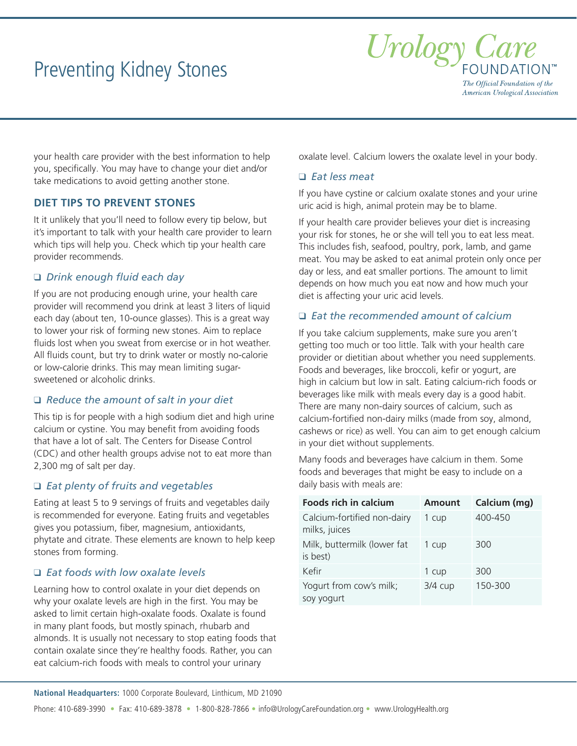your health care provider with the best information to help you, specifically. You may have to change your diet and/or take medications to avoid getting another stone.

## DIET TIPS TO PREVENT STONES

It it unlikely that you'll need to follow every tip below, but it's important to talk with your health care provider to learn which tips will help you. Check which tip your health care provider recommends.

### ❑ *Drink enough fluid each day*

If you are not producing enough urine, your health care provider will recommend you drink at least 3 liters of liquid each day (about ten, 10-ounce glasses). This is a great way to lower your risk of forming new stones. Aim to replace fluids lost when you sweat from exercise or in hot weather. All fluids count, but try to drink water or mostly no-calorie or low-calorie drinks. This may mean limiting sugar-sweetened or alcoholic drinks.

### ❑ *Reduce the amount of salt in your diet*

This tip is for people with a high sodium diet and high urine calcium or cystine. You may benefit from avoiding foods that have a lot of salt. The Centers for Disease Control (CDC) and other health groups advise not to eat more than 2,300 mg of salt per day.

### ❑ *Eat plenty of fruits and vegetables*

Eating at least 5 to 9 servings of fruits and vegetables daily is recommended for everyone. Eating fruits and vegetables gives you potassium, fiber, magnesium, antioxidants, phytate and citrate. These elements are known to help keep stones from forming.

### ❑ *Eat foods with low oxalate levels*

Learning how to control oxalate in your diet depends on why your oxalate levels are high in the first. You may be asked to limit certain high-oxalate foods. Oxalate is found in many plant foods, but mostly spinach, rhubarb and almonds. It is usually not necessary to stop eating foods that contain oxalate since they're healthy foods. Rather, you can eat calcium-rich foods with meals to control your urinary oxalate level. Calcium lowers the oxalate level in your body.

### ❑ *Eat less meat*

If you have cystine or calcium oxalate stones and your urine uric acid is high, animal protein may be to blame.

If your health care provider believes your diet is increasing your risk for stones, he or she will tell you to eat less meat. This includes fish, seafood, poultry, pork, lamb, and game meat. You may be asked to eat animal protein only once per day or less, and eat smaller portions. The amount to limit depends on how much you eat now and how much your diet is affecting your uric acid levels.

### ❑ *Eat the recommended amount of calcium*

If you take calcium supplements, make sure you aren't getting too much or too little. Talk with your health care provider or dietitian about whether you need supplements. Foods and beverages, like broccoli, kefir or yogurt, are high in calcium but low in salt. Eating calcium-rich foods or beverages like milk with meals every day is a good habit. There are many non-dairy sources of calcium, such as calcium-fortified non-dairy milks (made from soy, almond, cashews or rice) as well. You can aim to get enough calcium in your diet without supplements.

Many foods and beverages have calcium in them. Some foods and beverages that might be easy to include on a daily basis with meals are:

| Foods rich in calcium | Amount | Calcium (mg) |
|---|---|---|
| Calcium-fortified non-dairy milks, juices | 1 cup | 400-450 |
| Milk, buttermilk (lower fat is best) | 1 cup | 300 |
| Kefir | 1 cup | 300 |
| Yogurt from cow's milk; soy yogurt | 3/4 cup | 150-300 |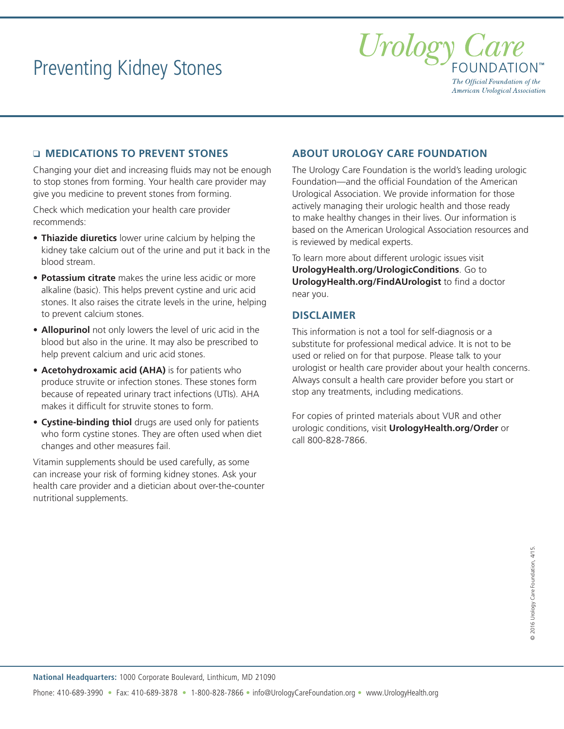# Preventing Kidney Stones

## ❑ MEDICATIONS TO PREVENT STONES

Changing your diet and increasing fluids may not be enough to stop stones from forming. Your health care provider may give you medicine to prevent stones from forming.

Check which medication your health care provider recommends:

- **Thiazide diuretics** lower urine calcium by helping the kidney take calcium out of the urine and put it back in the blood stream.
- **Potassium citrate** makes the urine less acidic or more alkaline (basic). This helps prevent cystine and uric acid stones. It also raises the citrate levels in the urine, helping to prevent calcium stones.
- **Allopurinol** not only lowers the level of uric acid in the blood but also in the urine. It may also be prescribed to help prevent calcium and uric acid stones.
- **Acetohydroxamic acid (AHA)** is for patients who produce struvite or infection stones. These stones form because of repeated urinary tract infections (UTIs). AHA makes it difficult for struvite stones to form.
- **Cystine-binding thiol** drugs are used only for patients who form cystine stones. They are often used when diet changes and other measures fail.

Vitamin supplements should be used carefully, as some can increase your risk of forming kidney stones. Ask your health care provider and a dietician about over-the-counter nutritional supplements.

## ABOUT UROLOGY CARE FOUNDATION

The Urology Care Foundation is the world's leading urologic Foundation—and the official Foundation of the American Urological Association. We provide information for those actively managing their urologic health and those ready to make healthy changes in their lives. Our information is based on the American Urological Association resources and is reviewed by medical experts.

To learn more about different urologic issues visit **UrologyHealth.org/UrologicConditions**. Go to **UrologyHealth.org/FindAUrologist** to find a doctor near you.

## DISCLAIMER

This information is not a tool for self-diagnosis or a substitute for professional medical advice. It is not to be used or relied on for that purpose. Please talk to your urologist or health care provider about your health concerns. Always consult a health care provider before you start or stop any treatments, including medications.

For copies of printed materials about VUR and other urologic conditions, visit **UrologyHealth.org/Order** or call 800-828-7866.

© 2016 Urology Care Foundation, 4/15.

**National Headquarters:** 1000 Corporate Boulevard, Linthicum, MD 21090

Phone: 410-689-3990 • Fax: 410-689-3878 • 1-800-828-7866 • info@UrologyCareFoundation.org • www.UrologyHealth.org